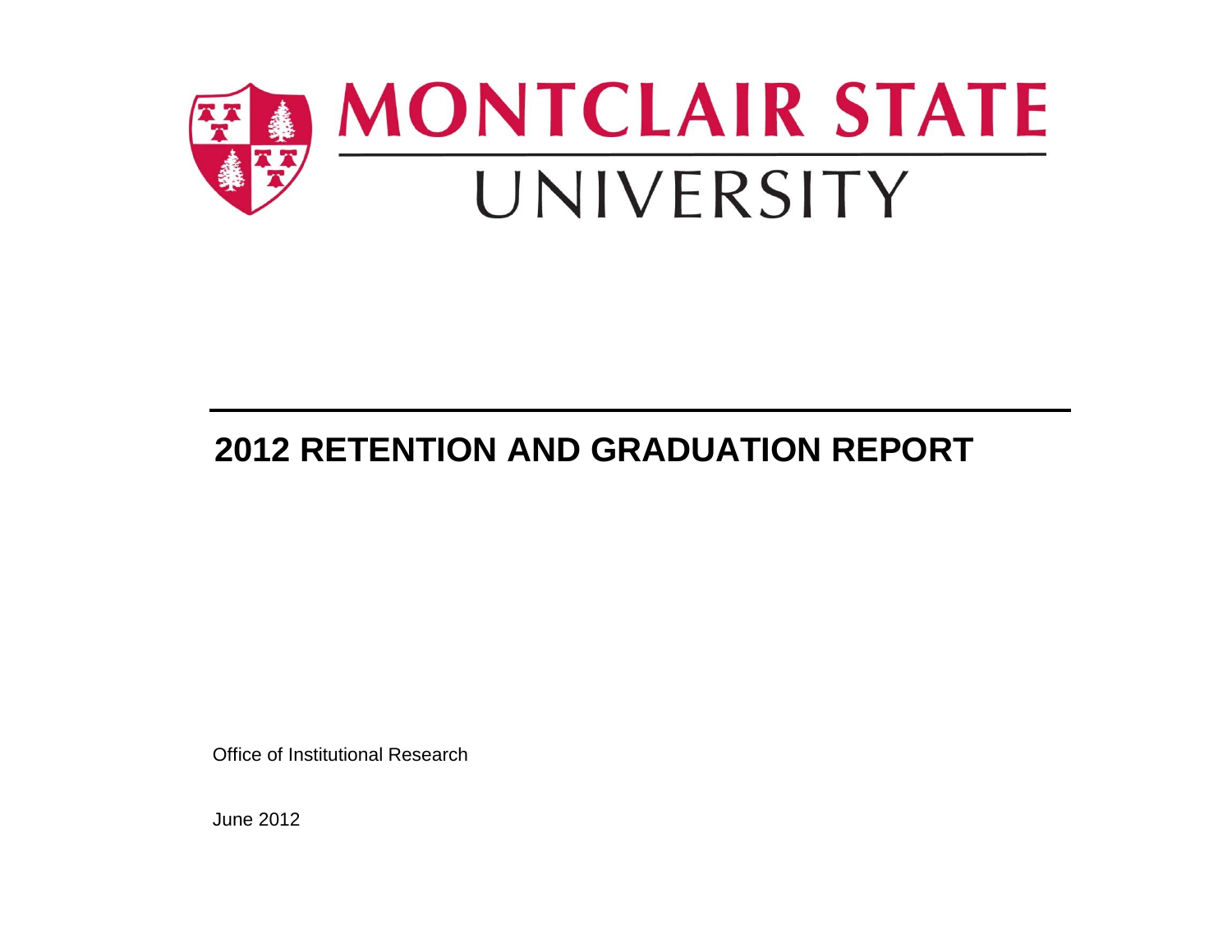MONTCLAIR STATE UNIVERSITY

# 2012 RETENTION AND GRADUATION REPORT

Office of Institutional Research

June 2012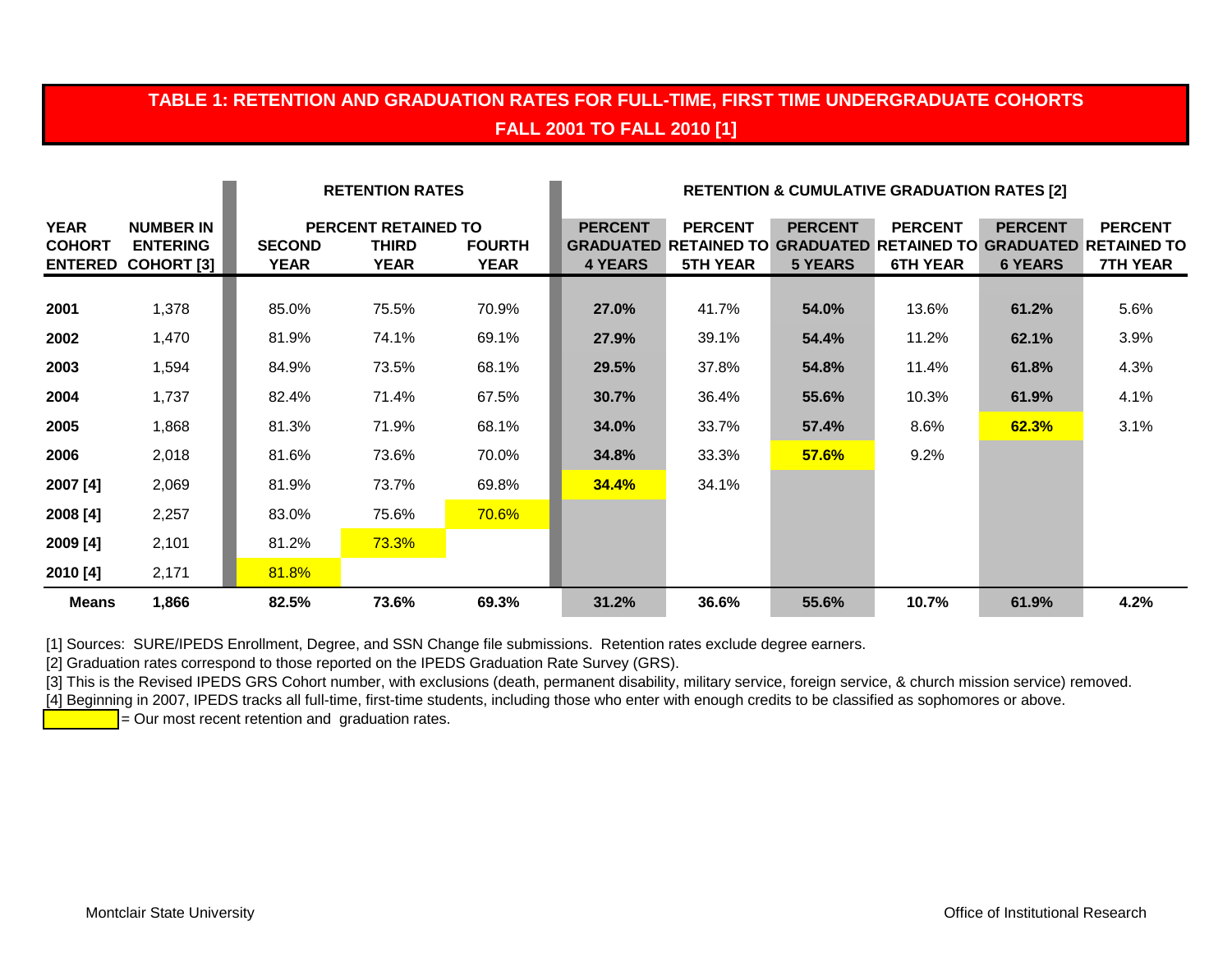# TABLE 1: RETENTION AND GRADUATION RATES FOR FULL-TIME, FIRST TIME UNDERGRADUATE COHORTS FALL 2001 TO FALL 2010 [1]

| | | RETENTION RATES | | | RETENTION & CUMULATIVE GRADUATION RATES [2] | | | | | |
|---|---|---|---|---|---|---|---|---|---|---|
| | | PERCENT RETAINED TO | | | | | | | | |
| YEAR COHORT ENTERED | NUMBER IN ENTERING COHORT [3] | SECOND YEAR | THIRD YEAR | FOURTH YEAR | PERCENT GRADUATED 4 YEARS | PERCENT RETAINED TO 5TH YEAR | PERCENT GRADUATED 5 YEARS | PERCENT RETAINED TO 6TH YEAR | PERCENT GRADUATED 6 YEARS | PERCENT RETAINED TO 7TH YEAR |
| **2001** | 1,378 | 85.0% | 75.5% | 70.9% | **27.0%** | 41.7% | **54.0%** | 13.6% | **61.2%** | 5.6% |
| **2002** | 1,470 | 81.9% | 74.1% | 69.1% | **27.9%** | 39.1% | **54.4%** | 11.2% | **62.1%** | 3.9% |
| **2003** | 1,594 | 84.9% | 73.5% | 68.1% | **29.5%** | 37.8% | **54.8%** | 11.4% | **61.8%** | 4.3% |
| **2004** | 1,737 | 82.4% | 71.4% | 67.5% | **30.7%** | 36.4% | **55.6%** | 10.3% | **61.9%** | 4.1% |
| **2005** | 1,868 | 81.3% | 71.9% | 68.1% | **34.0%** | 33.7% | **57.4%** | 8.6% | **62.3%** | 3.1% |
| **2006** | 2,018 | 81.6% | 73.6% | 70.0% | **34.8%** | 33.3% | **57.6%** | 9.2% | | |
| **2007 [4]** | 2,069 | 81.9% | 73.7% | 69.8% | **34.4%** | 34.1% | | | | |
| **2008 [4]** | 2,257 | 83.0% | 75.6% | 70.6% | | | | | | |
| **2009 [4]** | 2,101 | 81.2% | 73.3% | | | | | | | |
| **2010 [4]** | 2,171 | 81.8% | | | | | | | | |
| **Means** | **1,866** | **82.5%** | **73.6%** | **69.3%** | **31.2%** | **36.6%** | **55.6%** | **10.7%** | **61.9%** | **4.2%** |

[1] Sources: SURE/IPEDS Enrollment, Degree, and SSN Change file submissions. Retention rates exclude degree earners.

[2] Graduation rates correspond to those reported on the IPEDS Graduation Rate Survey (GRS).

[3] This is the Revised IPEDS GRS Cohort number, with exclusions (death, permanent disability, military service, foreign service, & church mission service) removed.

[4] Beginning in 2007, IPEDS tracks all full-time, first-time students, including those who enter with enough credits to be classified as sophomores or above.

(highlighted) = Our most recent retention and graduation rates.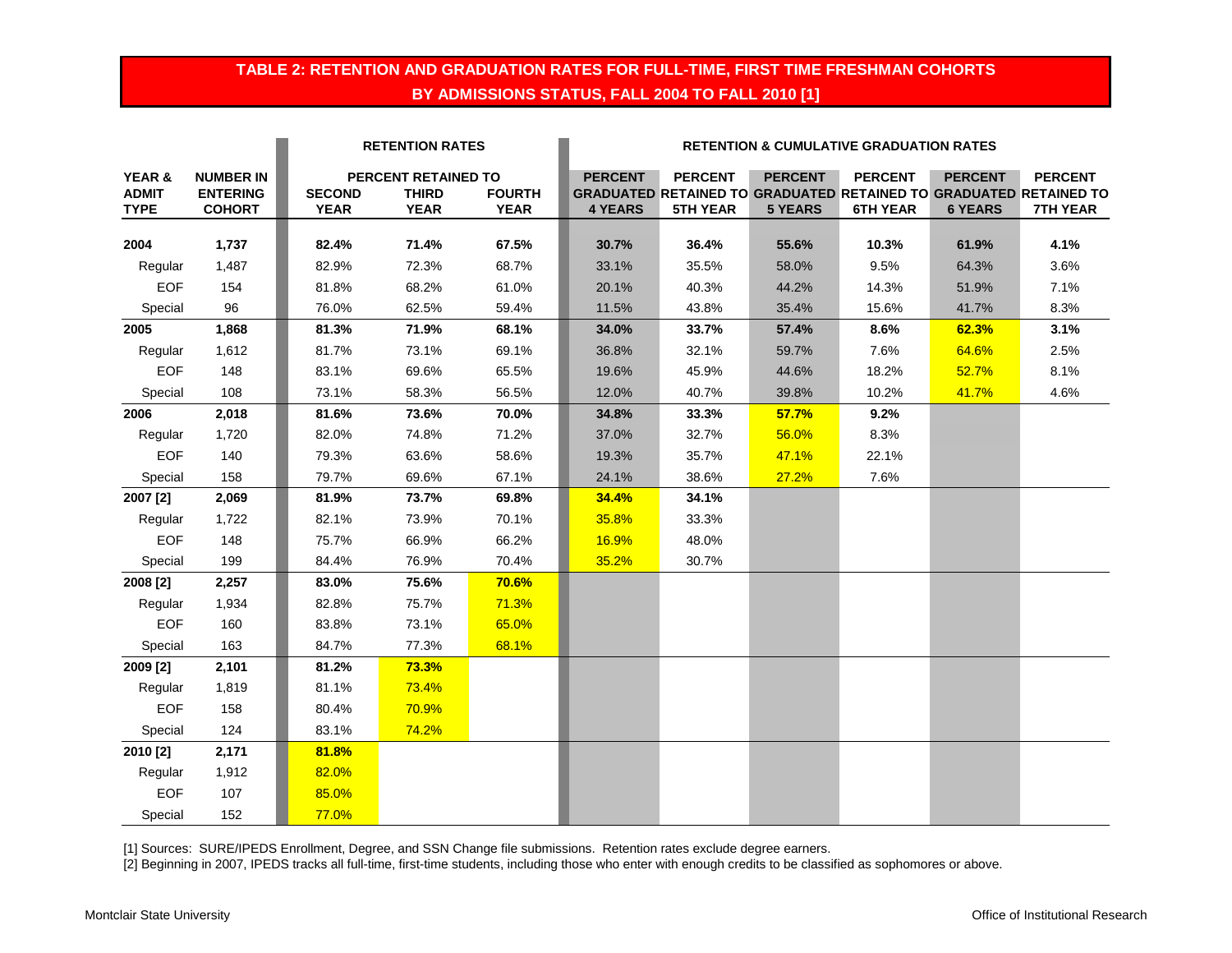## TABLE 2: RETENTION AND GRADUATION RATES FOR FULL-TIME, FIRST TIME FRESHMAN COHORTS BY ADMISSIONS STATUS, FALL 2004 TO FALL 2010 [1]

| | | RETENTION RATES | | | RETENTION & CUMULATIVE GRADUATION RATES | | | | | |
|---|---|---|---|---|---|---|---|---|---|---|
| | | PERCENT RETAINED TO | | | | | | | | |
| YEAR & ADMIT TYPE | NUMBER IN ENTERING COHORT | SECOND YEAR | THIRD YEAR | FOURTH YEAR | PERCENT GRADUATED 4 YEARS | PERCENT RETAINED TO 5TH YEAR | PERCENT GRADUATED 5 YEARS | PERCENT RETAINED TO 6TH YEAR | PERCENT GRADUATED 6 YEARS | PERCENT RETAINED TO 7TH YEAR |
| **2004** | **1,737** | **82.4%** | **71.4%** | **67.5%** | **30.7%** | **36.4%** | **55.6%** | **10.3%** | **61.9%** | **4.1%** |
| Regular | 1,487 | 82.9% | 72.3% | 68.7% | 33.1% | 35.5% | 58.0% | 9.5% | 64.3% | 3.6% |
| EOF | 154 | 81.8% | 68.2% | 61.0% | 20.1% | 40.3% | 44.2% | 14.3% | 51.9% | 7.1% |
| Special | 96 | 76.0% | 62.5% | 59.4% | 11.5% | 43.8% | 35.4% | 15.6% | 41.7% | 8.3% |
| **2005** | **1,868** | **81.3%** | **71.9%** | **68.1%** | **34.0%** | **33.7%** | **57.4%** | **8.6%** | **62.3%** | **3.1%** |
| Regular | 1,612 | 81.7% | 73.1% | 69.1% | 36.8% | 32.1% | 59.7% | 7.6% | 64.6% | 2.5% |
| EOF | 148 | 83.1% | 69.6% | 65.5% | 19.6% | 45.9% | 44.6% | 18.2% | 52.7% | 8.1% |
| Special | 108 | 73.1% | 58.3% | 56.5% | 12.0% | 40.7% | 39.8% | 10.2% | 41.7% | 4.6% |
| **2006** | **2,018** | **81.6%** | **73.6%** | **70.0%** | **34.8%** | **33.3%** | **57.7%** | **9.2%** | | |
| Regular | 1,720 | 82.0% | 74.8% | 71.2% | 37.0% | 32.7% | 56.0% | 8.3% | | |
| EOF | 140 | 79.3% | 63.6% | 58.6% | 19.3% | 35.7% | 47.1% | 22.1% | | |
| Special | 158 | 79.7% | 69.6% | 67.1% | 24.1% | 38.6% | 27.2% | 7.6% | | |
| **2007 [2]** | **2,069** | **81.9%** | **73.7%** | **69.8%** | **34.4%** | **34.1%** | | | | |
| Regular | 1,722 | 82.1% | 73.9% | 70.1% | 35.8% | 33.3% | | | | |
| EOF | 148 | 75.7% | 66.9% | 66.2% | 16.9% | 48.0% | | | | |
| Special | 199 | 84.4% | 76.9% | 70.4% | 35.2% | 30.7% | | | | |
| **2008 [2]** | **2,257** | **83.0%** | **75.6%** | **70.6%** | | | | | | |
| Regular | 1,934 | 82.8% | 75.7% | 71.3% | | | | | | |
| EOF | 160 | 83.8% | 73.1% | 65.0% | | | | | | |
| Special | 163 | 84.7% | 77.3% | 68.1% | | | | | | |
| **2009 [2]** | **2,101** | **81.2%** | **73.3%** | | | | | | | |
| Regular | 1,819 | 81.1% | 73.4% | | | | | | | |
| EOF | 158 | 80.4% | 70.9% | | | | | | | |
| Special | 124 | 83.1% | 74.2% | | | | | | | |
| **2010 [2]** | **2,171** | **81.8%** | | | | | | | | |
| Regular | 1,912 | 82.0% | | | | | | | | |
| EOF | 107 | 85.0% | | | | | | | | |
| Special | 152 | 77.0% | | | | | | | | |

[1] Sources: SURE/IPEDS Enrollment, Degree, and SSN Change file submissions. Retention rates exclude degree earners.

[2] Beginning in 2007, IPEDS tracks all full-time, first-time students, including those who enter with enough credits to be classified as sophomores or above.

Montclair State University — Office of Institutional Research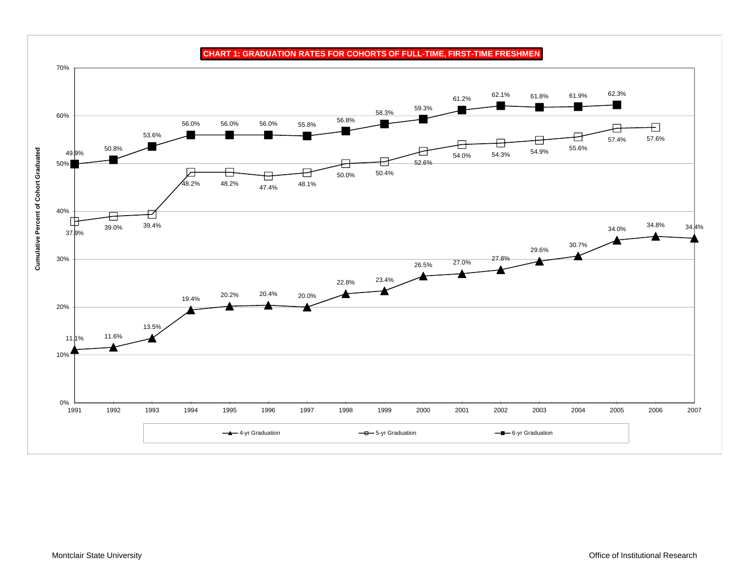# CHART 1: GRADUATION RATES FOR COHORTS OF FULL-TIME, FIRST-TIME FRESHMEN

Cumulative Percent of Cohort Graduated

| Cohort | 4-yr Graduation | 5-yr Graduation | 6-yr Graduation |
|---|---|---|---|
| 1991 | 11.1% | 37.9% | 49.9% |
| 1992 | 11.6% | 39.0% | 50.8% |
| 1993 | 13.5% | 39.4% | 53.6% |
| 1994 | 19.4% | 48.2% | 56.0% |
| 1995 | 20.2% | 48.2% | 56.0% |
| 1996 | 20.4% | 47.4% | 56.0% |
| 1997 | 20.0% | 48.1% | 55.8% |
| 1998 | 22.8% | 50.0% | 56.8% |
| 1999 | 23.4% | 50.4% | 58.3% |
| 2000 | 26.5% | 52.6% | 59.3% |
| 2001 | 27.0% | 54.0% | 61.2% |
| 2002 | 27.8% | 54.3% | 62.1% |
| 2003 | 29.6% | 54.9% | 61.8% |
| 2004 | 30.7% | 55.6% | 61.9% |
| 2005 | 34.0% | 57.4% | 62.3% |
| 2006 | 34.8% | 57.6% | |
| 2007 | 34.4% | | |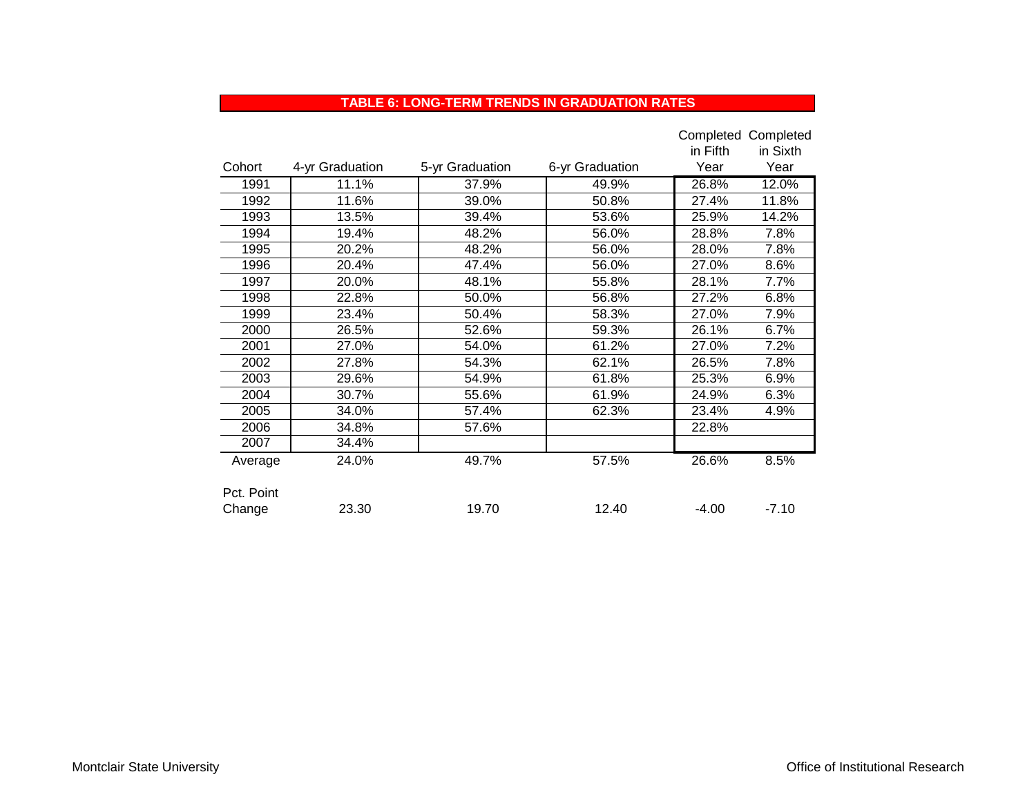## TABLE 6: LONG-TERM TRENDS IN GRADUATION RATES

| Cohort | 4-yr Graduation | 5-yr Graduation | 6-yr Graduation | Completed in Fifth Year | Completed in Sixth Year |
|---|---|---|---|---|---|
| 1991 | 11.1% | 37.9% | 49.9% | 26.8% | 12.0% |
| 1992 | 11.6% | 39.0% | 50.8% | 27.4% | 11.8% |
| 1993 | 13.5% | 39.4% | 53.6% | 25.9% | 14.2% |
| 1994 | 19.4% | 48.2% | 56.0% | 28.8% | 7.8% |
| 1995 | 20.2% | 48.2% | 56.0% | 28.0% | 7.8% |
| 1996 | 20.4% | 47.4% | 56.0% | 27.0% | 8.6% |
| 1997 | 20.0% | 48.1% | 55.8% | 28.1% | 7.7% |
| 1998 | 22.8% | 50.0% | 56.8% | 27.2% | 6.8% |
| 1999 | 23.4% | 50.4% | 58.3% | 27.0% | 7.9% |
| 2000 | 26.5% | 52.6% | 59.3% | 26.1% | 6.7% |
| 2001 | 27.0% | 54.0% | 61.2% | 27.0% | 7.2% |
| 2002 | 27.8% | 54.3% | 62.1% | 26.5% | 7.8% |
| 2003 | 29.6% | 54.9% | 61.8% | 25.3% | 6.9% |
| 2004 | 30.7% | 55.6% | 61.9% | 24.9% | 6.3% |
| 2005 | 34.0% | 57.4% | 62.3% | 23.4% | 4.9% |
| 2006 | 34.8% | 57.6% | | 22.8% | |
| 2007 | 34.4% | | | | |
| Average | 24.0% | 49.7% | 57.5% | 26.6% | 8.5% |
| Pct. Point Change | 23.30 | 19.70 | 12.40 | -4.00 | -7.10 |

Montclair State University

Office of Institutional Research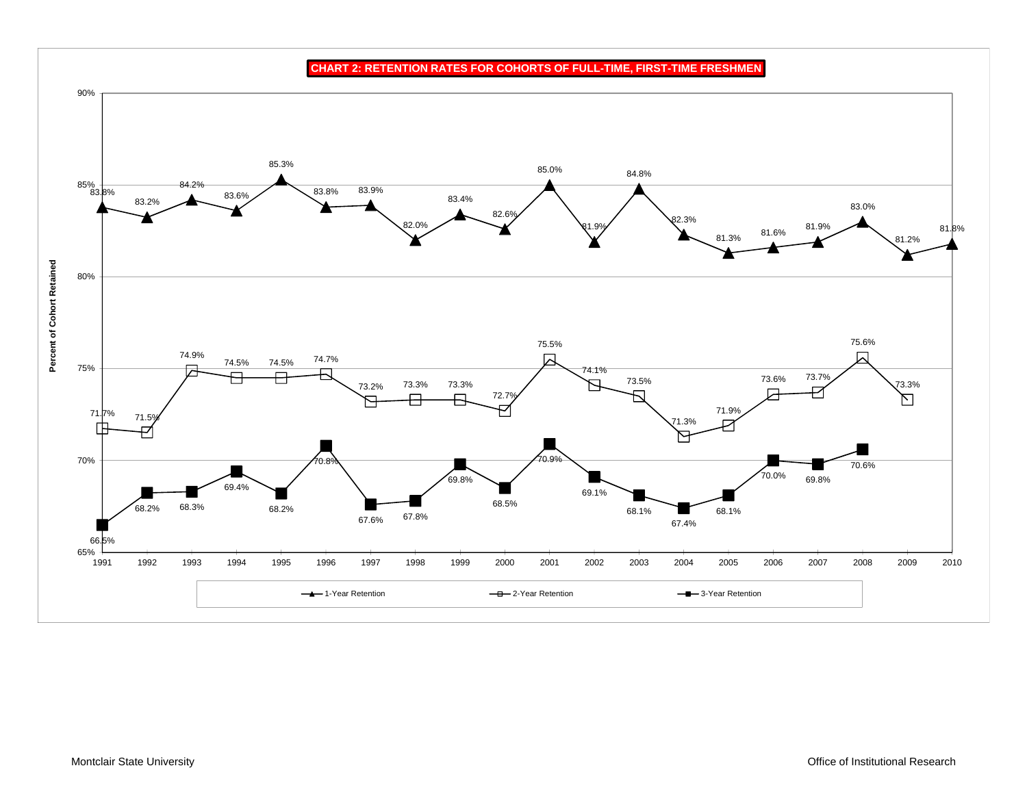**CHART 2: RETENTION RATES FOR COHORTS OF FULL-TIME, FIRST-TIME FRESHMEN**

| Cohort | 1-Year Retention | 2-Year Retention | 3-Year Retention |
|---|---|---|---|
| 1991 | 83.8% | 71.7% | 66.5% |
| 1992 | 83.2% | 71.5% | 68.2% |
| 1993 | 84.2% | 74.9% | 68.3% |
| 1994 | 83.6% | 74.5% | 69.4% |
| 1995 | 85.3% | 74.5% | 68.2% |
| 1996 | 83.8% | 74.7% | 70.8% |
| 1997 | 83.9% | 73.2% | 67.6% |
| 1998 | 82.0% | 73.3% | 67.8% |
| 1999 | 83.4% | 73.3% | 69.8% |
| 2000 | 82.6% | 72.7% | 68.5% |
| 2001 | 85.0% | 75.5% | 70.9% |
| 2002 | 81.9% | 74.1% | 69.1% |
| 2003 | 84.8% | 73.5% | 68.1% |
| 2004 | 82.3% | 71.3% | 67.4% |
| 2005 | 81.3% | 71.9% | 68.1% |
| 2006 | 81.6% | 73.6% | 70.0% |
| 2007 | 81.9% | 73.7% | 69.8% |
| 2008 | 83.0% | 75.6% | 70.6% |
| 2009 | 81.2% | 73.3% | |
| 2010 | 81.8% | | |

Y-axis: Percent of Cohort Retained (65%–90%)

Legend: 1-Year Retention; 2-Year Retention; 3-Year Retention

Montclair State University — Office of Institutional Research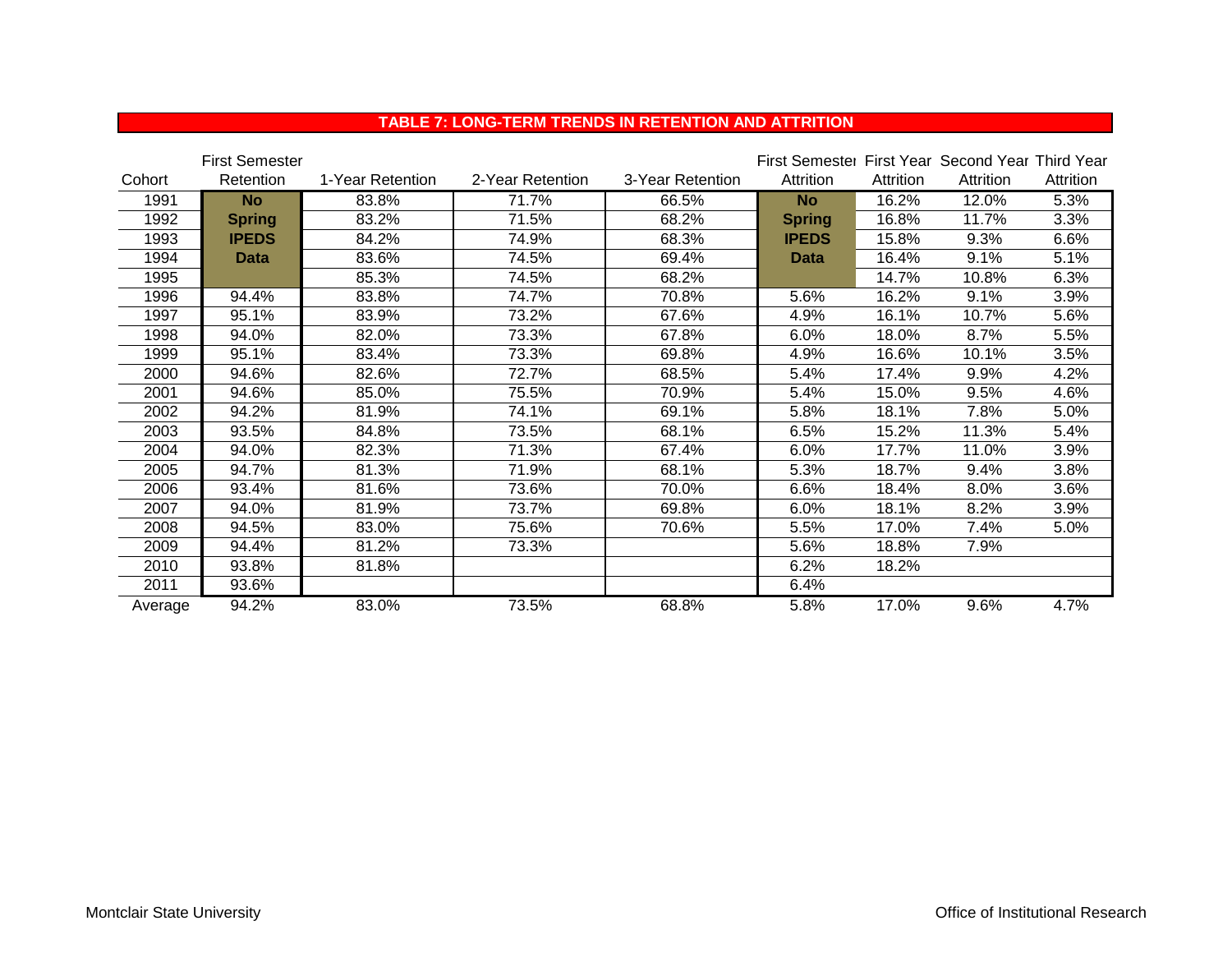## TABLE 7: LONG-TERM TRENDS IN RETENTION AND ATTRITION

| Cohort | First Semester Retention | 1-Year Retention | 2-Year Retention | 3-Year Retention | First Semester Attrition | First Year Attrition | Second Year Attrition | Third Year Attrition |
|---|---|---|---|---|---|---|---|---|
| 1991 | **No Spring IPEDS Data** | 83.8% | 71.7% | 66.5% | **No Spring IPEDS Data** | 16.2% | 12.0% | 5.3% |
| 1992 | | 83.2% | 71.5% | 68.2% | | 16.8% | 11.7% | 3.3% |
| 1993 | | 84.2% | 74.9% | 68.3% | | 15.8% | 9.3% | 6.6% |
| 1994 | | 83.6% | 74.5% | 69.4% | | 16.4% | 9.1% | 5.1% |
| 1995 | | 85.3% | 74.5% | 68.2% | | 14.7% | 10.8% | 6.3% |
| 1996 | 94.4% | 83.8% | 74.7% | 70.8% | 5.6% | 16.2% | 9.1% | 3.9% |
| 1997 | 95.1% | 83.9% | 73.2% | 67.6% | 4.9% | 16.1% | 10.7% | 5.6% |
| 1998 | 94.0% | 82.0% | 73.3% | 67.8% | 6.0% | 18.0% | 8.7% | 5.5% |
| 1999 | 95.1% | 83.4% | 73.3% | 69.8% | 4.9% | 16.6% | 10.1% | 3.5% |
| 2000 | 94.6% | 82.6% | 72.7% | 68.5% | 5.4% | 17.4% | 9.9% | 4.2% |
| 2001 | 94.6% | 85.0% | 75.5% | 70.9% | 5.4% | 15.0% | 9.5% | 4.6% |
| 2002 | 94.2% | 81.9% | 74.1% | 69.1% | 5.8% | 18.1% | 7.8% | 5.0% |
| 2003 | 93.5% | 84.8% | 73.5% | 68.1% | 6.5% | 15.2% | 11.3% | 5.4% |
| 2004 | 94.0% | 82.3% | 71.3% | 67.4% | 6.0% | 17.7% | 11.0% | 3.9% |
| 2005 | 94.7% | 81.3% | 71.9% | 68.1% | 5.3% | 18.7% | 9.4% | 3.8% |
| 2006 | 93.4% | 81.6% | 73.6% | 70.0% | 6.6% | 18.4% | 8.0% | 3.6% |
| 2007 | 94.0% | 81.9% | 73.7% | 69.8% | 6.0% | 18.1% | 8.2% | 3.9% |
| 2008 | 94.5% | 83.0% | 75.6% | 70.6% | 5.5% | 17.0% | 7.4% | 5.0% |
| 2009 | 94.4% | 81.2% | 73.3% | | 5.6% | 18.8% | 7.9% | |
| 2010 | 93.8% | 81.8% | | | 6.2% | 18.2% | | |
| 2011 | 93.6% | | | | 6.4% | | | |
| Average | 94.2% | 83.0% | 73.5% | 68.8% | 5.8% | 17.0% | 9.6% | 4.7% |

Montclair State University

Office of Institutional Research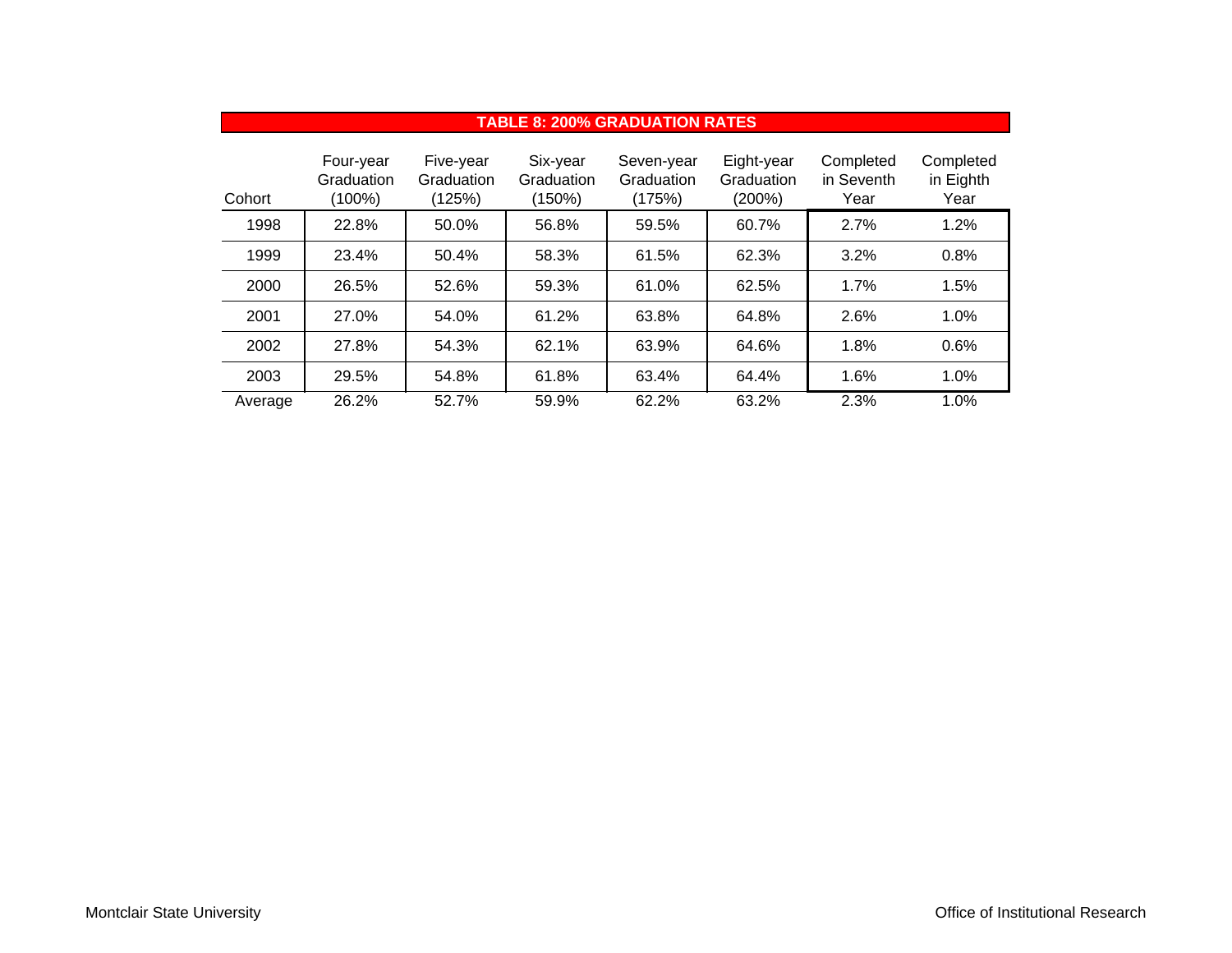## TABLE 8: 200% GRADUATION RATES

| Cohort | Four-year Graduation (100%) | Five-year Graduation (125%) | Six-year Graduation (150%) | Seven-year Graduation (175%) | Eight-year Graduation (200%) | Completed in Seventh Year | Completed in Eighth Year |
|---|---|---|---|---|---|---|---|
| 1998 | 22.8% | 50.0% | 56.8% | 59.5% | 60.7% | 2.7% | 1.2% |
| 1999 | 23.4% | 50.4% | 58.3% | 61.5% | 62.3% | 3.2% | 0.8% |
| 2000 | 26.5% | 52.6% | 59.3% | 61.0% | 62.5% | 1.7% | 1.5% |
| 2001 | 27.0% | 54.0% | 61.2% | 63.8% | 64.8% | 2.6% | 1.0% |
| 2002 | 27.8% | 54.3% | 62.1% | 63.9% | 64.6% | 1.8% | 0.6% |
| 2003 | 29.5% | 54.8% | 61.8% | 63.4% | 64.4% | 1.6% | 1.0% |
| Average | 26.2% | 52.7% | 59.9% | 62.2% | 63.2% | 2.3% | 1.0% |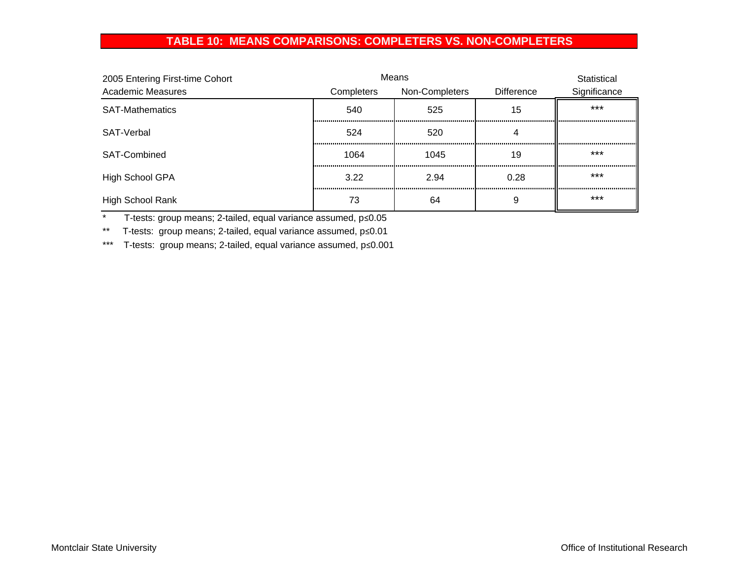## TABLE 10: MEANS COMPARISONS: COMPLETERS VS. NON-COMPLETERS

| 2005 Entering First-time Cohort Academic Measures | Means Completers | Non-Completers | Difference | Statistical Significance |
|---|---|---|---|---|
| SAT-Mathematics | 540 | 525 | 15 | *** |
| SAT-Verbal | 524 | 520 | 4 | |
| SAT-Combined | 1064 | 1045 | 19 | *** |
| High School GPA | 3.22 | 2.94 | 0.28 | *** |
| High School Rank | 73 | 64 | 9 | *** |

* T-tests: group means; 2-tailed, equal variance assumed, $p \leq 0.05$

** T-tests: group means; 2-tailed, equal variance assumed, $p \leq 0.01$

*** T-tests: group means; 2-tailed, equal variance assumed, $p \leq 0.001$

Montclair State University

Office of Institutional Research